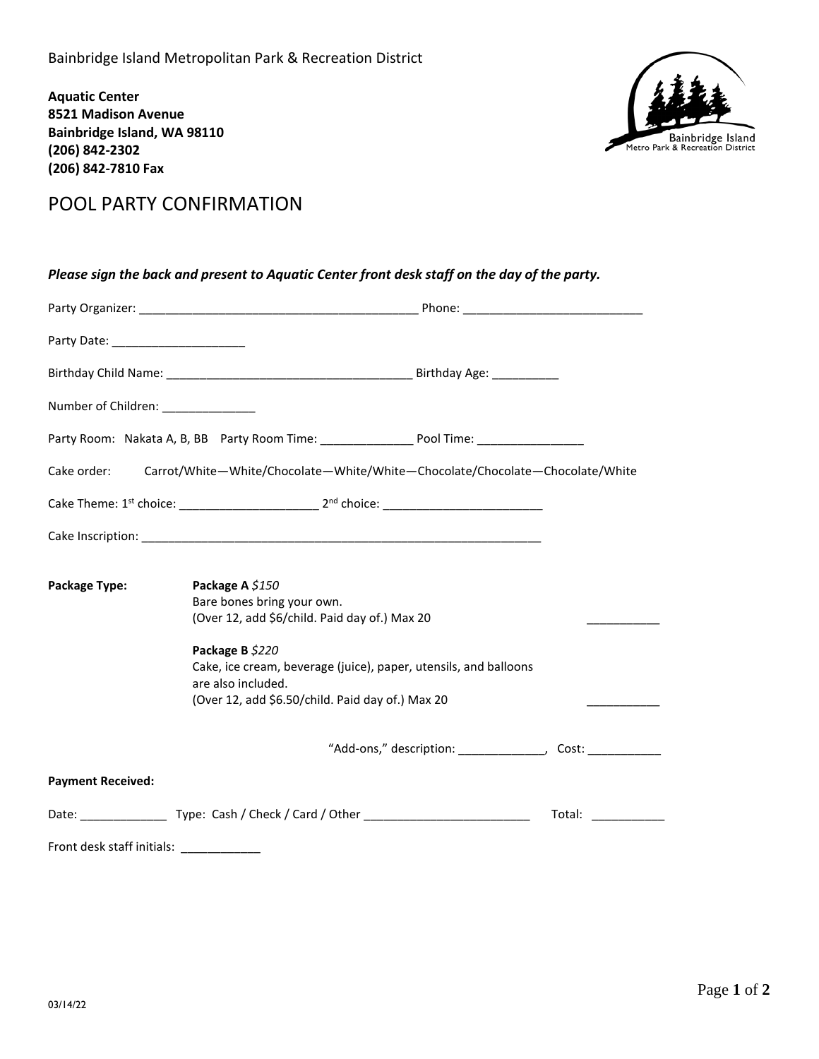Bainbridge Island Metropolitan Park & Recreation District

**Aquatic Center**
**8521 Madison Avenue**
**Bainbridge Island, WA 98110**
**(206) 842-2302**
**(206) 842-7810 Fax**

# POOL PARTY CONFIRMATION

***Please sign the back and present to Aquatic Center front desk staff on the day of the party.***

Party Organizer: __________________________________________ Phone: ___________________________

Party Date: ____________________

Birthday Child Name: _____________________________________ Birthday Age: __________

Number of Children: ______________

Party Room: Nakata A, B, BB  Party Room Time: ______________ Pool Time: ________________

Cake order: Carrot/White—White/Chocolate—White/White—Chocolate/Chocolate—Chocolate/White

Cake Theme: 1st choice: _____________________ 2nd choice: ________________________

Cake Inscription: _______________________________________________________________

**Package Type:**

**Package A** *$150*
Bare bones bring your own.
(Over 12, add $6/child. Paid day of.) Max 20 ___________

**Package B** *$220*
Cake, ice cream, beverage (juice), paper, utensils, and balloons are also included.
(Over 12, add $6.50/child. Paid day of.) Max 20 ___________

"Add-ons," description: _____________, Cost: ___________

**Payment Received:**

Date: _____________ Type: Cash / Check / Card / Other _________________________ Total: ___________

Front desk staff initials: ____________

03/14/22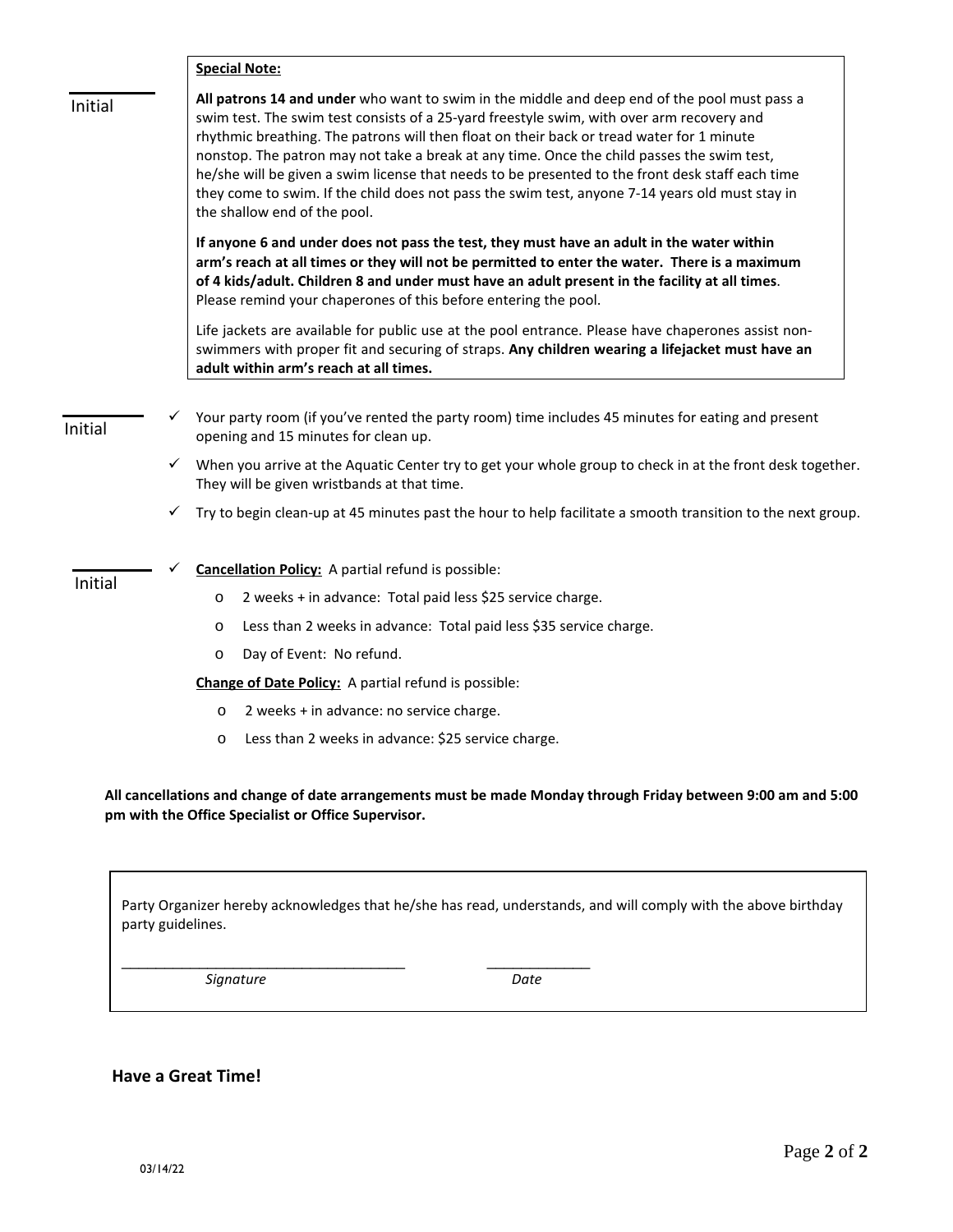_________ Initial

**Special Note:**

**All patrons 14 and under** who want to swim in the middle and deep end of the pool must pass a swim test. The swim test consists of a 25-yard freestyle swim, with over arm recovery and rhythmic breathing. The patrons will then float on their back or tread water for 1 minute nonstop. The patron may not take a break at any time. Once the child passes the swim test, he/she will be given a swim license that needs to be presented to the front desk staff each time they come to swim. If the child does not pass the swim test, anyone 7-14 years old must stay in the shallow end of the pool.

**If anyone 6 and under does not pass the test, they must have an adult in the water within arm's reach at all times or they will not be permitted to enter the water. There is a maximum of 4 kids/adult. Children 8 and under must have an adult present in the facility at all times**. Please remind your chaperones of this before entering the pool.

Life jackets are available for public use at the pool entrance. Please have chaperones assist non-swimmers with proper fit and securing of straps. **Any children wearing a lifejacket must have an adult within arm's reach at all times.**

_________ Initial

- ✓ Your party room (if you've rented the party room) time includes 45 minutes for eating and present opening and 15 minutes for clean up.
- ✓ When you arrive at the Aquatic Center try to get your whole group to check in at the front desk together. They will be given wristbands at that time.
- ✓ Try to begin clean-up at 45 minutes past the hour to help facilitate a smooth transition to the next group.

_________ Initial

- ✓ **Cancellation Policy:** A partial refund is possible:
  - o 2 weeks + in advance: Total paid less $25 service charge.
  - o Less than 2 weeks in advance: Total paid less $35 service charge.
  - o Day of Event: No refund.

  **Change of Date Policy:** A partial refund is possible:
  - o 2 weeks + in advance: no service charge.
  - o Less than 2 weeks in advance: $25 service charge.

**All cancellations and change of date arrangements must be made Monday through Friday between 9:00 am and 5:00 pm with the Office Specialist or Office Supervisor.**

Party Organizer hereby acknowledges that he/she has read, understands, and will comply with the above birthday party guidelines.

_____________________________________ &nbsp;&nbsp;&nbsp;&nbsp;&nbsp;&nbsp;&nbsp;&nbsp; ______________

*Signature* &nbsp;&nbsp;&nbsp;&nbsp;&nbsp;&nbsp;&nbsp;&nbsp;&nbsp;&nbsp;&nbsp;&nbsp;&nbsp;&nbsp;&nbsp;&nbsp;&nbsp;&nbsp;&nbsp;&nbsp;&nbsp;&nbsp;&nbsp;&nbsp;&nbsp;&nbsp;&nbsp;&nbsp;&nbsp;&nbsp; *Date*

**Have a Great Time!**

03/14/22